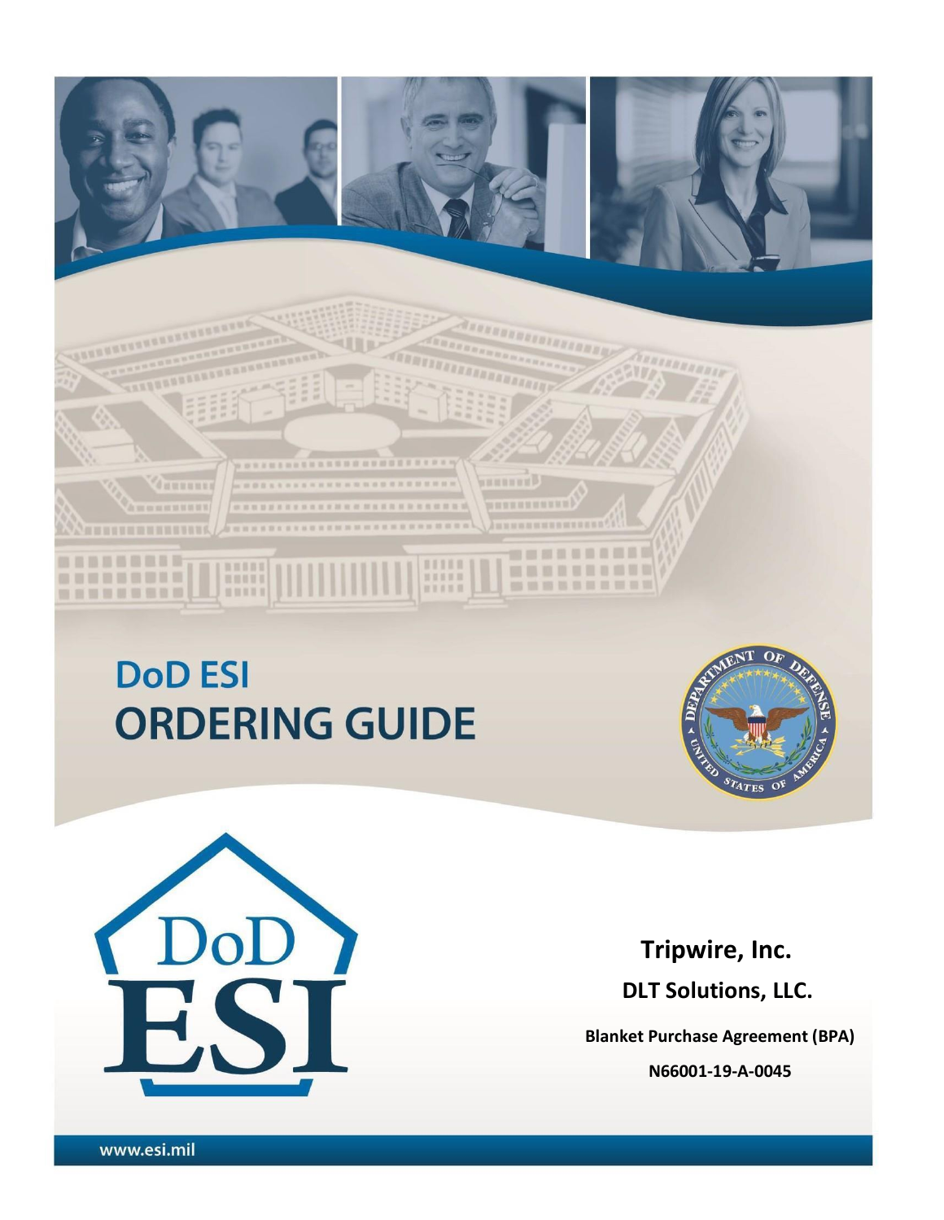# DoD ESI
# ORDERING GUIDE

DoD ESI

**Tripwire, Inc.**

**DLT Solutions, LLC.**

**Blanket Purchase Agreement (BPA)**

**N66001-19-A-0045**

www.esi.mil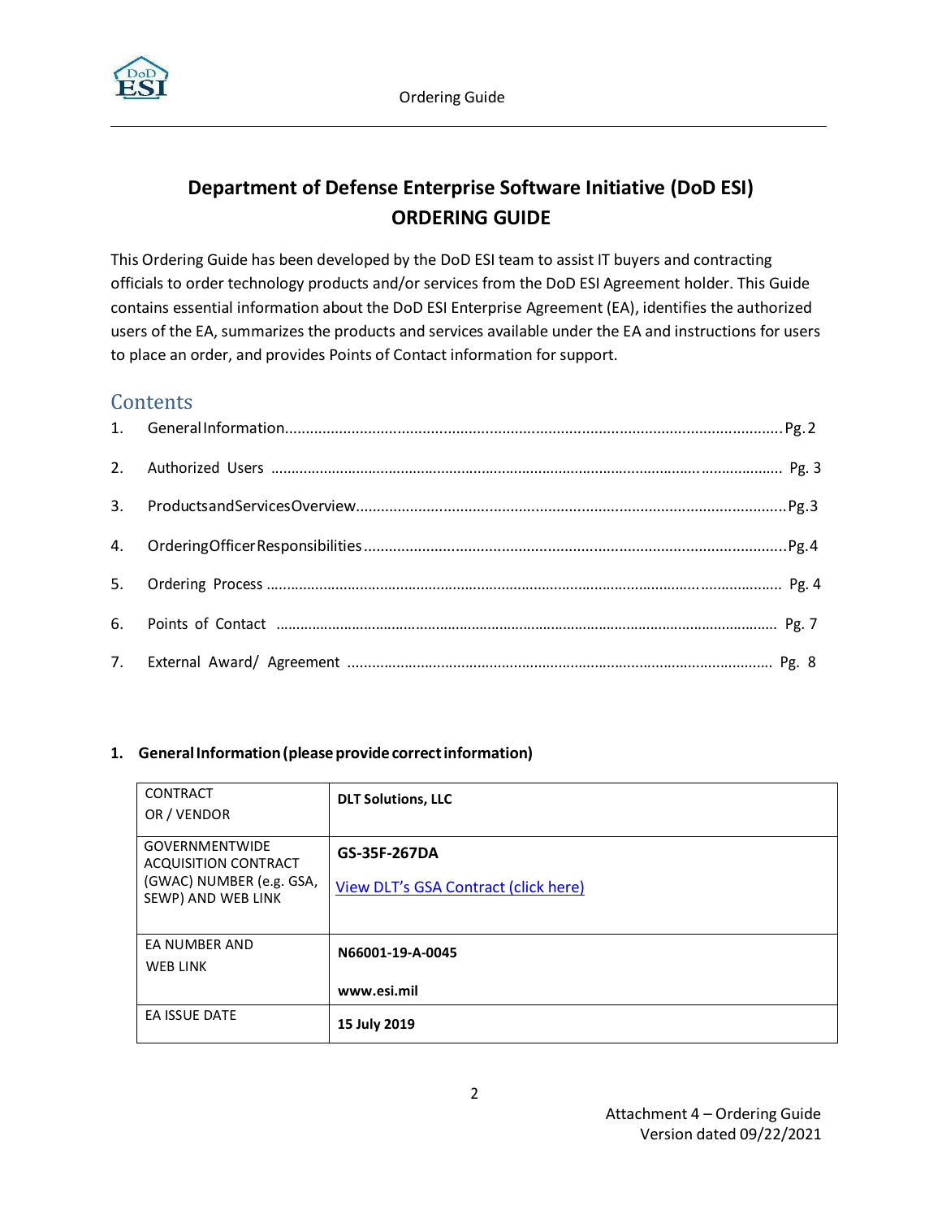# Department of Defense Enterprise Software Initiative (DoD ESI) ORDERING GUIDE

This Ordering Guide has been developed by the DoD ESI team to assist IT buyers and contracting officials to order technology products and/or services from the DoD ESI Agreement holder. This Guide contains essential information about the DoD ESI Enterprise Agreement (EA), identifies the authorized users of the EA, summarizes the products and services available under the EA and instructions for users to place an order, and provides Points of Contact information for support.

## Contents

1. General Information....................................................................................................................Pg. 2
2. Authorized Users .................................................................................................................... Pg. 3
3. Products and Services Overview....................................................................................................Pg. 3
4. Ordering Officer Responsibilities....................................................................................................Pg. 4
5. Ordering Process .................................................................................................................... Pg. 4
6. Points of Contact .................................................................................................................... Pg. 7
7. External Award/ Agreement ........................................................................................................ Pg. 8

### 1. General Information (please provide correct information)

| | |
|---|---|
| CONTRACTOR / VENDOR | **DLT Solutions, LLC** |
| GOVERNMENTWIDE ACQUISITION CONTRACT (GWAC) NUMBER (e.g. GSA, SEWP) AND WEB LINK | **GS-35F-267DA**<br>View DLT's GSA Contract (click here) |
| EA NUMBER AND WEB LINK | **N66001-19-A-0045**<br>**www.esi.mil** |
| EA ISSUE DATE | **15 July 2019** |

Attachment 4 – Ordering Guide
Version dated 09/22/2021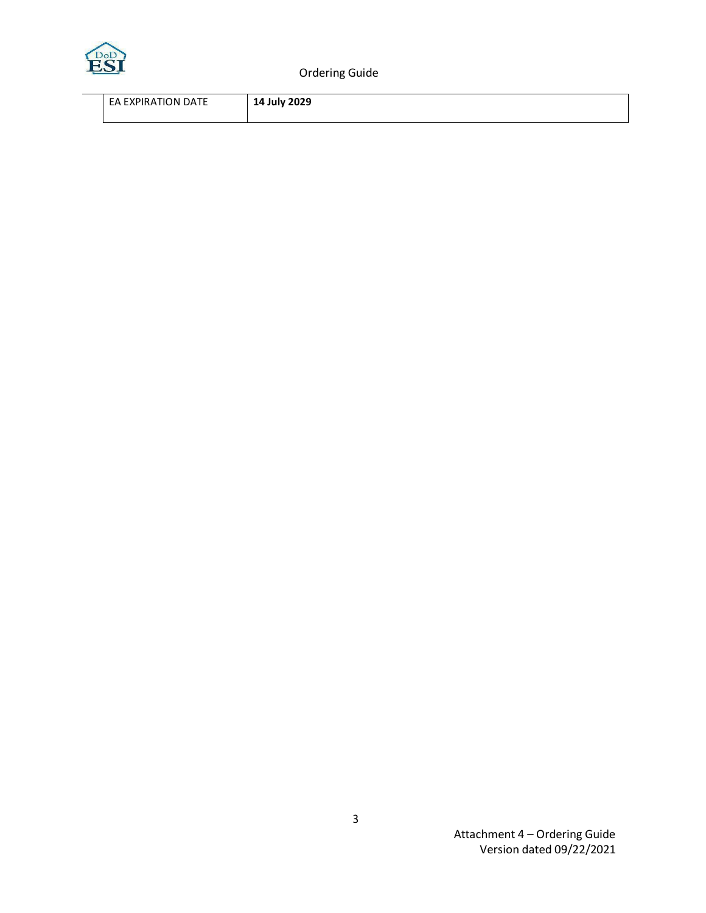| EA EXPIRATION DATE | **14 July 2029** |
|---|---|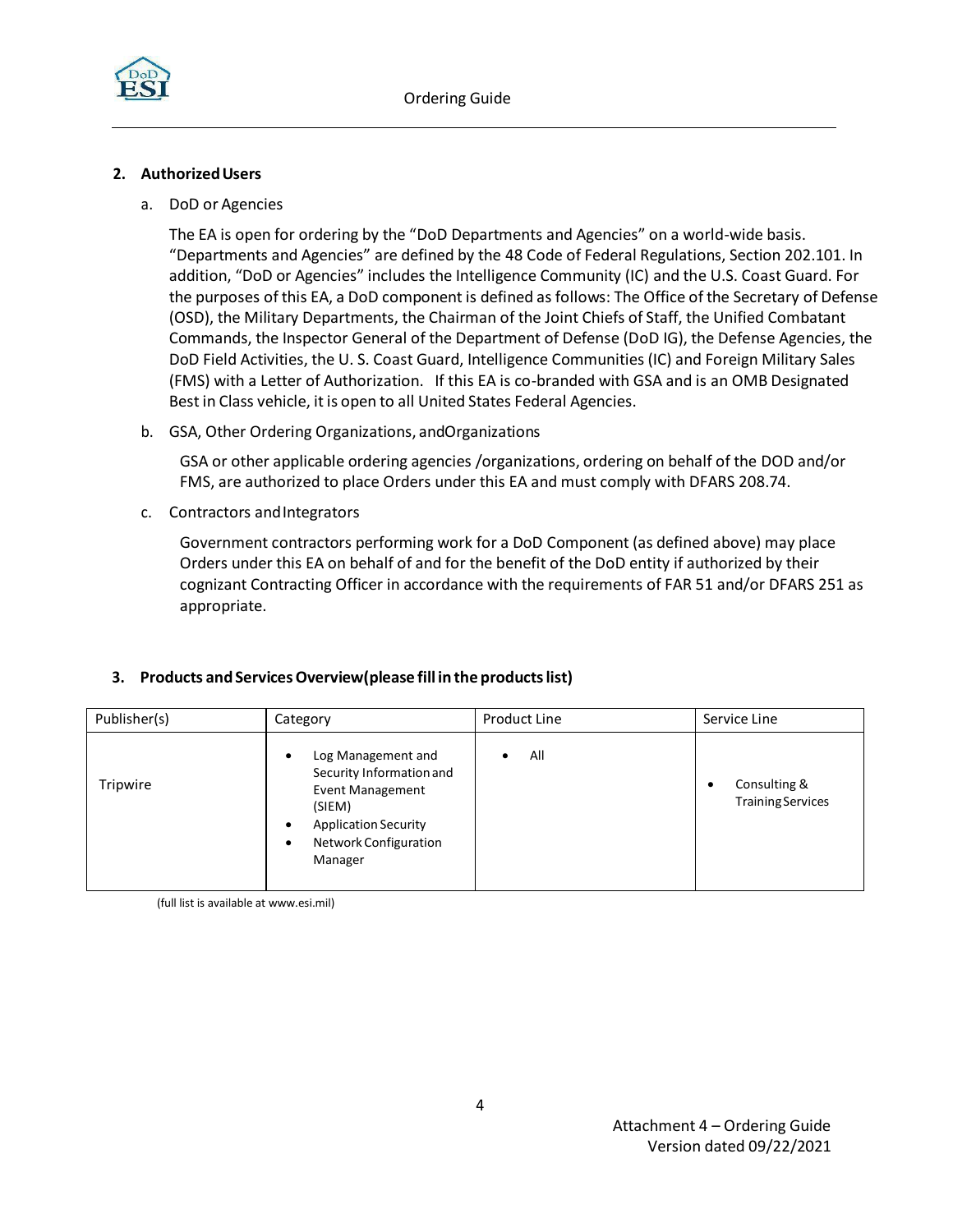## 2. Authorized Users

a. DoD or Agencies

The EA is open for ordering by the "DoD Departments and Agencies" on a world-wide basis. "Departments and Agencies" are defined by the 48 Code of Federal Regulations, Section 202.101. In addition, "DoD or Agencies" includes the Intelligence Community (IC) and the U.S. Coast Guard. For the purposes of this EA, a DoD component is defined as follows: The Office of the Secretary of Defense (OSD), the Military Departments, the Chairman of the Joint Chiefs of Staff, the Unified Combatant Commands, the Inspector General of the Department of Defense (DoD IG), the Defense Agencies, the DoD Field Activities, the U. S. Coast Guard, Intelligence Communities (IC) and Foreign Military Sales (FMS) with a Letter of Authorization. If this EA is co-branded with GSA and is an OMB Designated Best in Class vehicle, it is open to all United States Federal Agencies.

b. GSA, Other Ordering Organizations, andOrganizations

GSA or other applicable ordering agencies /organizations, ordering on behalf of the DOD and/or FMS, are authorized to place Orders under this EA and must comply with DFARS 208.74.

c. Contractors and Integrators

Government contractors performing work for a DoD Component (as defined above) may place Orders under this EA on behalf of and for the benefit of the DoD entity if authorized by their cognizant Contracting Officer in accordance with the requirements of FAR 51 and/or DFARS 251 as appropriate.

## 3. Products and Services Overview(please fill in the products list)

| Publisher(s) | Category | Product Line | Service Line |
|---|---|---|---|
| Tripwire | • Log Management and Security Information and Event Management (SIEM)<br>• Application Security<br>• Network Configuration Manager | • All | • Consulting & Training Services |

(full list is available at www.esi.mil)

Attachment 4 – Ordering Guide
Version dated 09/22/2021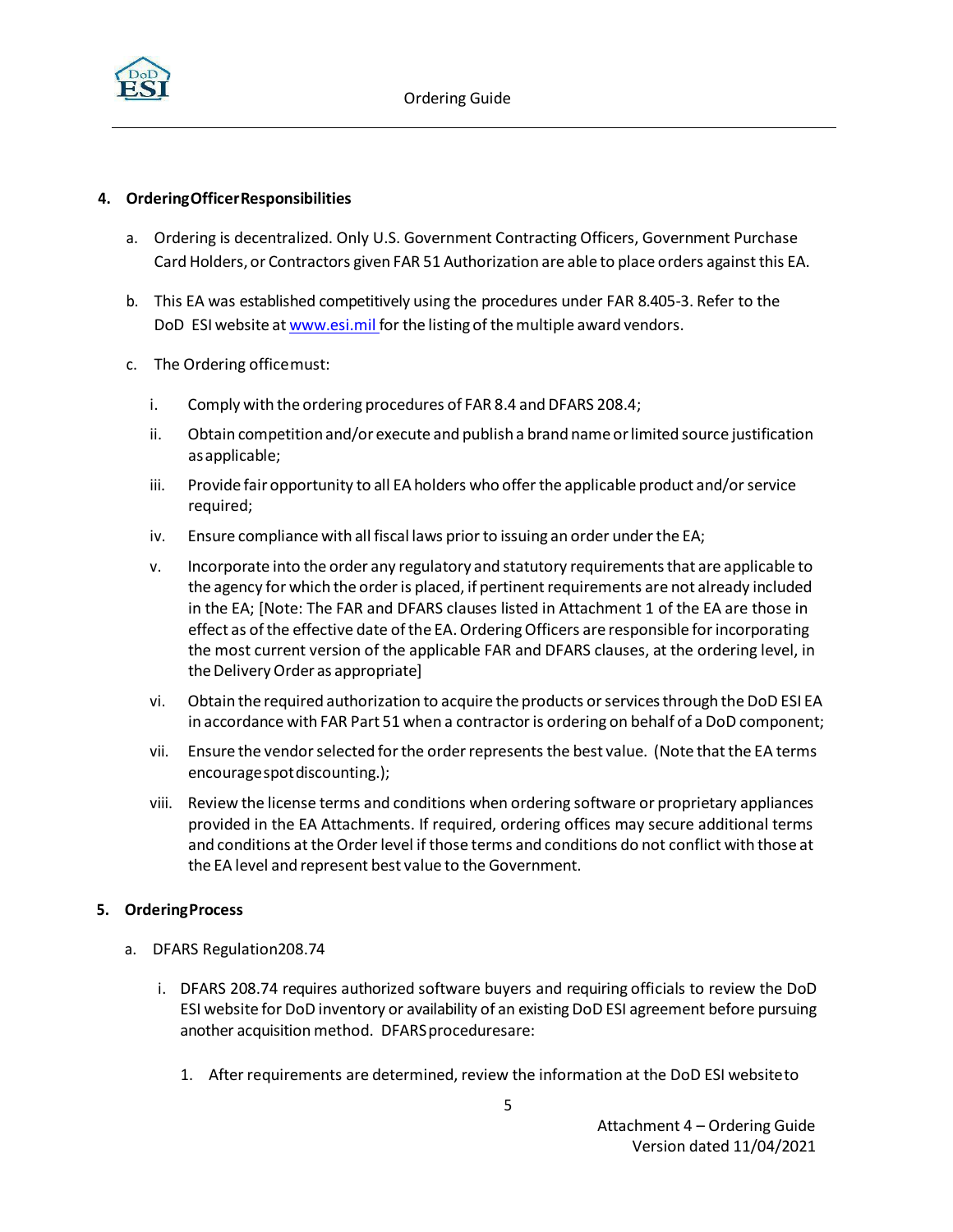## 4. Ordering Officer Responsibilities

a. Ordering is decentralized. Only U.S. Government Contracting Officers, Government Purchase Card Holders, or Contractors given FAR 51 Authorization are able to place orders against this EA.

b. This EA was established competitively using the procedures under FAR 8.405-3. Refer to the DoD ESI website at [www.esi.mil](http://www.esi.mil) for the listing of the multiple award vendors.

c. The Ordering office must:

   i. Comply with the ordering procedures of FAR 8.4 and DFARS 208.4;

   ii. Obtain competition and/or execute and publish a brand name or limited source justification as applicable;

   iii. Provide fair opportunity to all EA holders who offer the applicable product and/or service required;

   iv. Ensure compliance with all fiscal laws prior to issuing an order under the EA;

   v. Incorporate into the order any regulatory and statutory requirements that are applicable to the agency for which the order is placed, if pertinent requirements are not already included in the EA; [Note: The FAR and DFARS clauses listed in Attachment 1 of the EA are those in effect as of the effective date of the EA. Ordering Officers are responsible for incorporating the most current version of the applicable FAR and DFARS clauses, at the ordering level, in the Delivery Order as appropriate]

   vi. Obtain the required authorization to acquire the products or services through the DoD ESI EA in accordance with FAR Part 51 when a contractor is ordering on behalf of a DoD component;

   vii. Ensure the vendor selected for the order represents the best value. (Note that the EA terms encourage spot discounting.);

   viii. Review the license terms and conditions when ordering software or proprietary appliances provided in the EA Attachments. If required, ordering offices may secure additional terms and conditions at the Order level if those terms and conditions do not conflict with those at the EA level and represent best value to the Government.

## 5. Ordering Process

a. DFARS Regulation 208.74

   i. DFARS 208.74 requires authorized software buyers and requiring officials to review the DoD ESI website for DoD inventory or availability of an existing DoD ESI agreement before pursuing another acquisition method. DFARS procedures are:

      1. After requirements are determined, review the information at the DoD ESI website to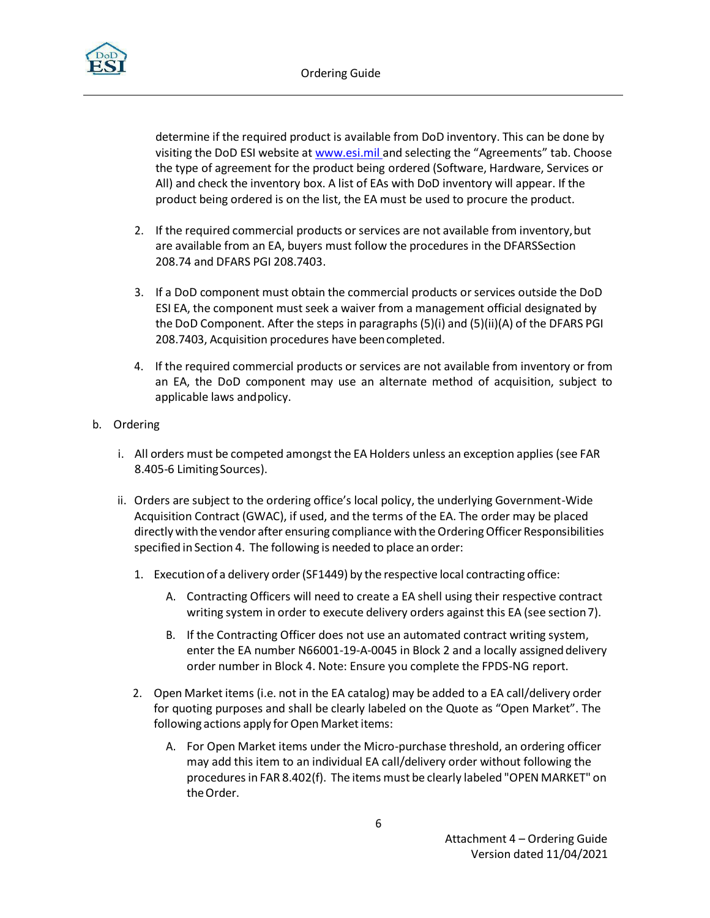determine if the required product is available from DoD inventory. This can be done by visiting the DoD ESI website at [www.esi.mil](http://www.esi.mil) and selecting the "Agreements" tab. Choose the type of agreement for the product being ordered (Software, Hardware, Services or All) and check the inventory box. A list of EAs with DoD inventory will appear. If the product being ordered is on the list, the EA must be used to procure the product.

2. If the required commercial products or services are not available from inventory, but are available from an EA, buyers must follow the procedures in the DFARSSection 208.74 and DFARS PGI 208.7403.

3. If a DoD component must obtain the commercial products or services outside the DoD ESI EA, the component must seek a waiver from a management official designated by the DoD Component. After the steps in paragraphs (5)(i) and (5)(ii)(A) of the DFARS PGI 208.7403, Acquisition procedures have been completed.

4. If the required commercial products or services are not available from inventory or from an EA, the DoD component may use an alternate method of acquisition, subject to applicable laws and policy.

b. Ordering

   i. All orders must be competed amongst the EA Holders unless an exception applies (see FAR 8.405-6 Limiting Sources).

   ii. Orders are subject to the ordering office's local policy, the underlying Government-Wide Acquisition Contract (GWAC), if used, and the terms of the EA. The order may be placed directly with the vendor after ensuring compliance with the Ordering Officer Responsibilities specified in Section 4. The following is needed to place an order:

      1. Execution of a delivery order (SF1449) by the respective local contracting office:

         A. Contracting Officers will need to create a EA shell using their respective contract writing system in order to execute delivery orders against this EA (see section 7).

         B. If the Contracting Officer does not use an automated contract writing system, enter the EA number N66001-19-A-0045 in Block 2 and a locally assigned delivery order number in Block 4. Note: Ensure you complete the FPDS-NG report.

      2. Open Market items (i.e. not in the EA catalog) may be added to a EA call/delivery order for quoting purposes and shall be clearly labeled on the Quote as "Open Market". The following actions apply for Open Market items:

         A. For Open Market items under the Micro-purchase threshold, an ordering officer may add this item to an individual EA call/delivery order without following the procedures in FAR 8.402(f). The items must be clearly labeled "OPEN MARKET" on the Order.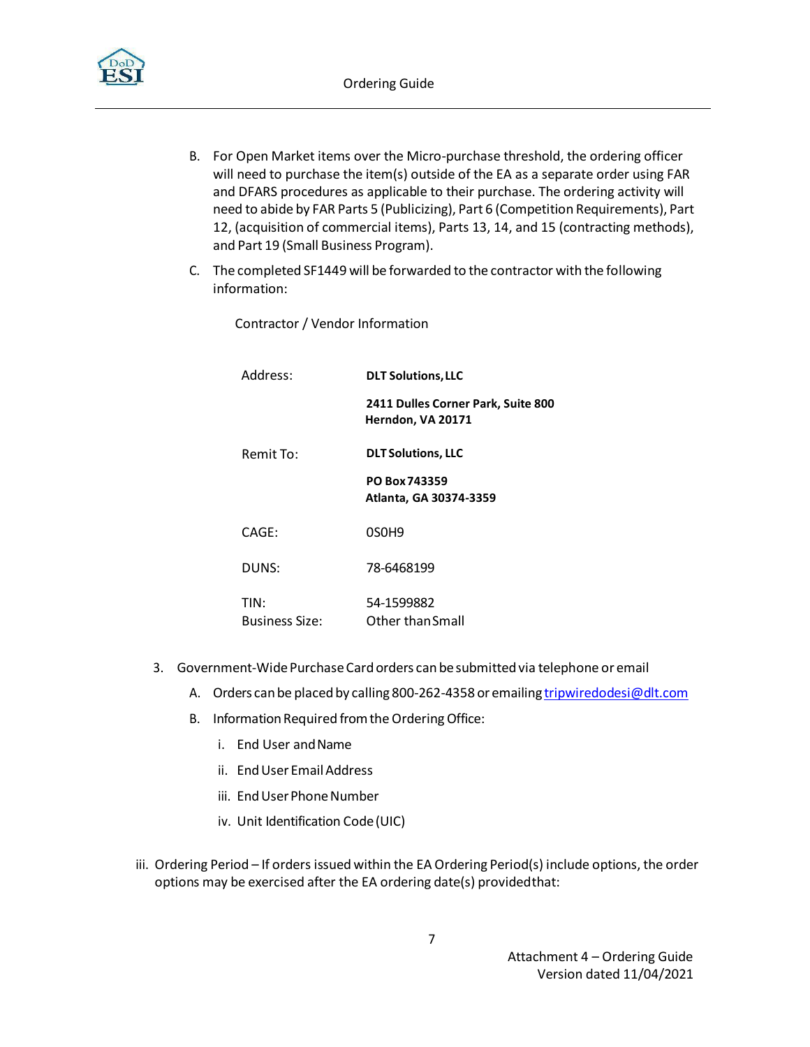B. For Open Market items over the Micro-purchase threshold, the ordering officer will need to purchase the item(s) outside of the EA as a separate order using FAR and DFARS procedures as applicable to their purchase. The ordering activity will need to abide by FAR Parts 5 (Publicizing), Part 6 (Competition Requirements), Part 12, (acquisition of commercial items), Parts 13, 14, and 15 (contracting methods), and Part 19 (Small Business Program).

C. The completed SF1449 will be forwarded to the contractor with the following information:

Contractor / Vendor Information

| | |
|---|---|
| Address: | **DLT Solutions, LLC**<br>**2411 Dulles Corner Park, Suite 800**<br>**Herndon, VA 20171** |
| Remit To: | **DLT Solutions, LLC**<br>**PO Box 743359**<br>**Atlanta, GA 30374-3359** |
| CAGE: | 0S0H9 |
| DUNS: | 78-6468199 |
| TIN: | 54-1599882 |
| Business Size: | Other than Small |

3. Government-Wide Purchase Card orders can be submitted via telephone or email

   A. Orders can be placed by calling 800-262-4358 or emailing tripwiredodesi@dlt.com

   B. Information Required from the Ordering Office:

      i. End User and Name

      ii. End User Email Address

      iii. End User Phone Number

      iv. Unit Identification Code (UIC)

iii. Ordering Period – If orders issued within the EA Ordering Period(s) include options, the order options may be exercised after the EA ordering date(s) provided that: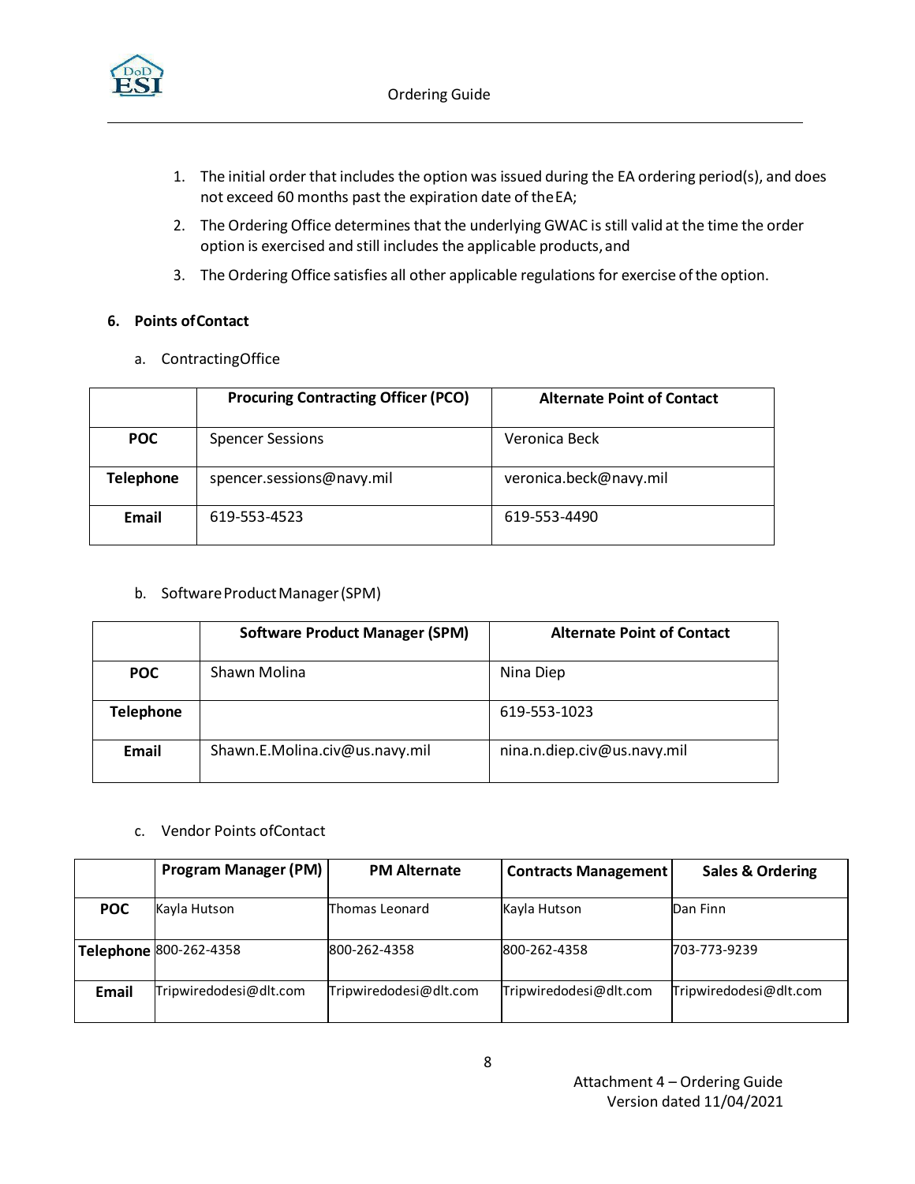1. The initial order that includes the option was issued during the EA ordering period(s), and does not exceed 60 months past the expiration date of the EA;
2. The Ordering Office determines that the underlying GWAC is still valid at the time the order option is exercised and still includes the applicable products, and
3. The Ordering Office satisfies all other applicable regulations for exercise of the option.

## 6. Points of Contact

a. Contracting Office

| | Procuring Contracting Officer (PCO) | Alternate Point of Contact |
|---|---|---|
| **POC** | Spencer Sessions | Veronica Beck |
| **Telephone** | spencer.sessions@navy.mil | veronica.beck@navy.mil |
| **Email** | 619-553-4523 | 619-553-4490 |

b. Software Product Manager (SPM)

| | Software Product Manager (SPM) | Alternate Point of Contact |
|---|---|---|
| **POC** | Shawn Molina | Nina Diep |
| **Telephone** | | 619-553-1023 |
| **Email** | Shawn.E.Molina.civ@us.navy.mil | nina.n.diep.civ@us.navy.mil |

c. Vendor Points of Contact

| | Program Manager (PM) | PM Alternate | Contracts Management | Sales & Ordering |
|---|---|---|---|---|
| **POC** | Kayla Hutson | Thomas Leonard | Kayla Hutson | Dan Finn |
| **Telephone** | 800-262-4358 | 800-262-4358 | 800-262-4358 | 703-773-9239 |
| **Email** | Tripwiredodesi@dlt.com | Tripwiredodesi@dlt.com | Tripwiredodesi@dlt.com | Tripwiredodesi@dlt.com |

Attachment 4 – Ordering Guide
Version dated 11/04/2021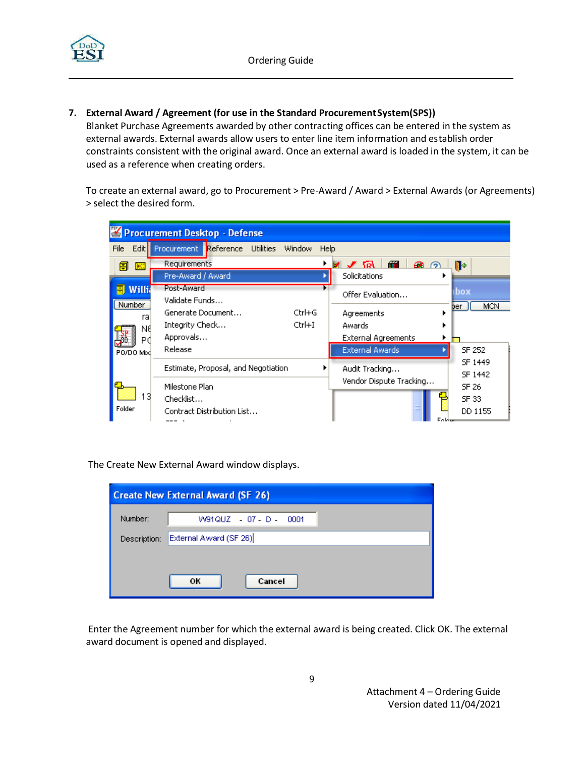**7. External Award / Agreement (for use in the Standard Procurement System(SPS))**

Blanket Purchase Agreements awarded by other contracting offices can be entered in the system as external awards. External awards allow users to enter line item information and establish order constraints consistent with the original award. Once an external award is loaded in the system, it can be used as a reference when creating orders.

To create an external award, go to Procurement > Pre-Award / Award > External Awards (or Agreements) > select the desired form.

The Create New External Award window displays.

Enter the Agreement number for which the external award is being created. Click OK. The external award document is opened and displayed.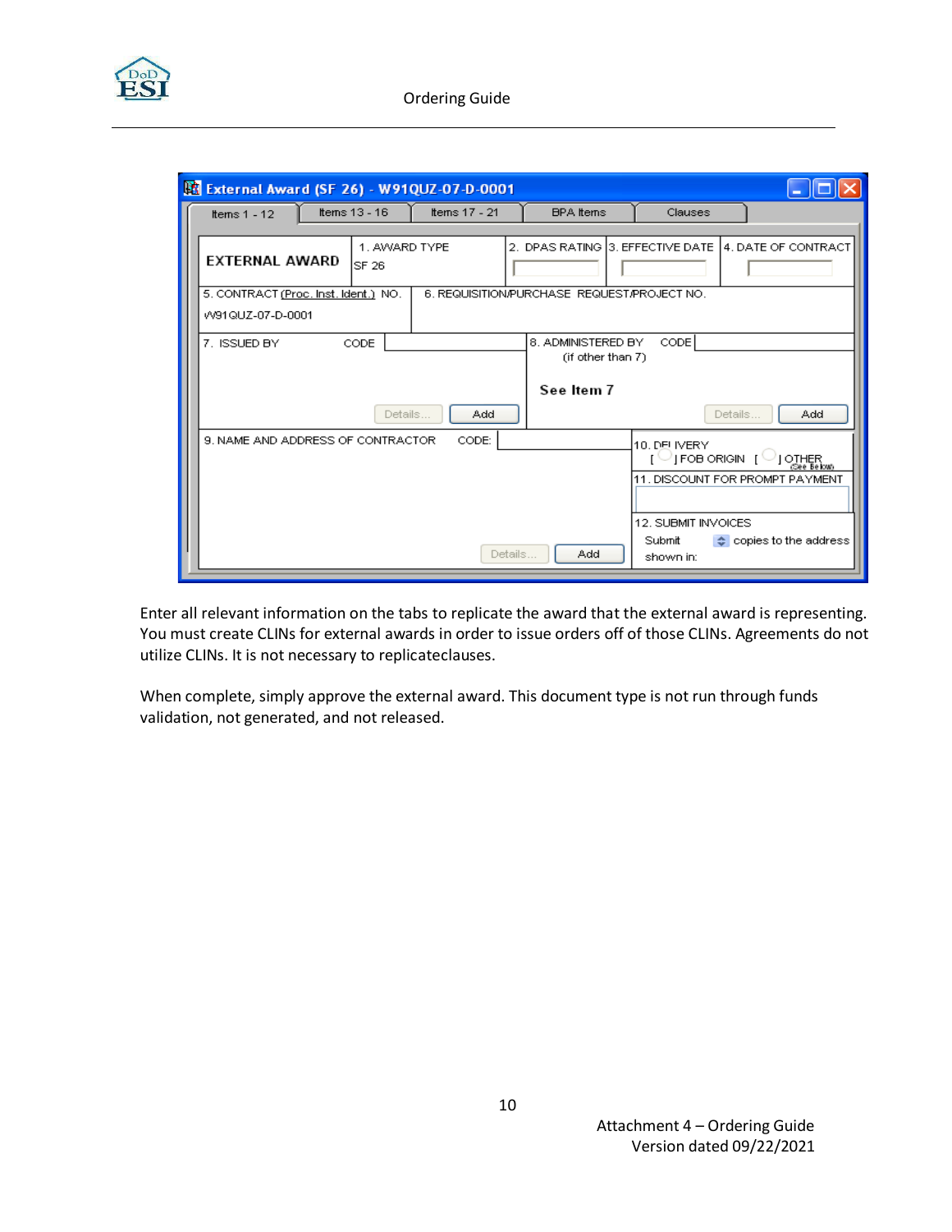Enter all relevant information on the tabs to replicate the award that the external award is representing. You must create CLINs for external awards in order to issue orders off of those CLINs. Agreements do not utilize CLINs. It is not necessary to replicateclauses.

When complete, simply approve the external award. This document type is not run through funds validation, not generated, and not released.